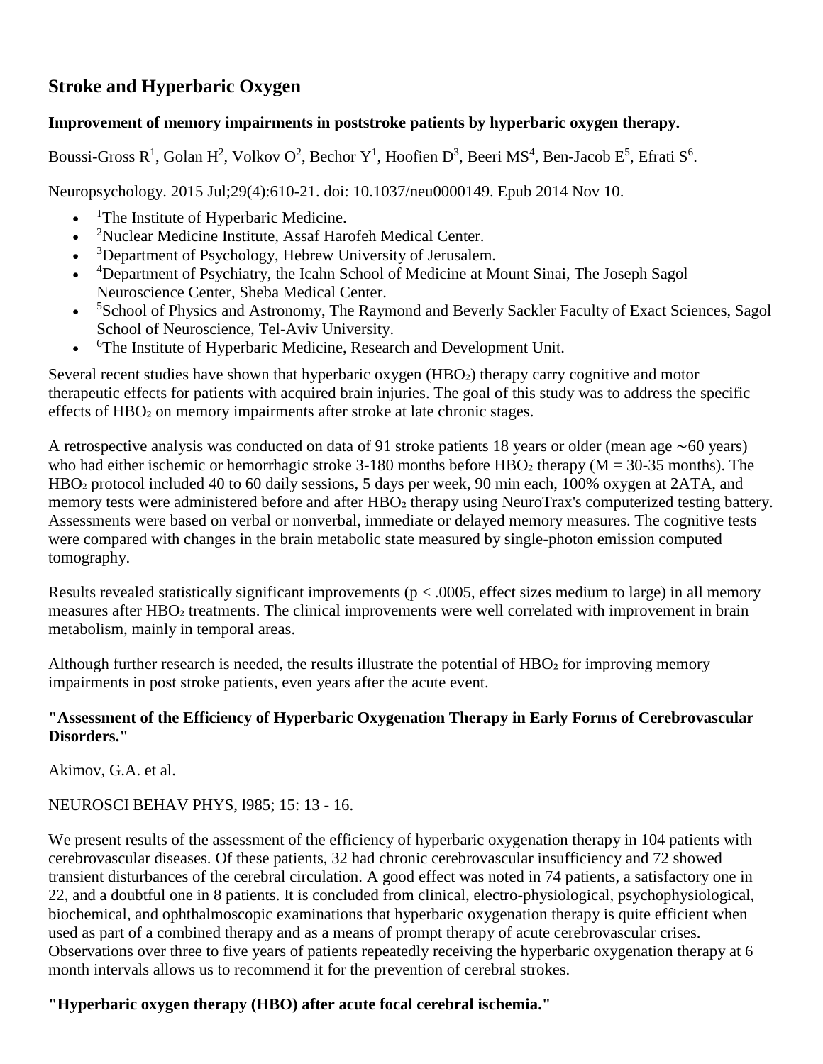## Stroke and Hyperbaric Oxygen

### Improvement of memory impairments in poststroke patients by hyperbaric oxygen therapy.

Boussi-Gross R[1], Golan H[2], Volkov O[2], Bechor Y[1], Hoofien D[3], Beeri MS[4], Ben-Jacob E[5], Efrati S[6].

Neuropsychology. 2015 Jul;29(4):610-21. doi: 10.1037/neu0000149. Epub 2014 Nov 10.

- [1]The Institute of Hyperbaric Medicine.
- [2]Nuclear Medicine Institute, Assaf Harofeh Medical Center.
- [3]Department of Psychology, Hebrew University of Jerusalem.
- [4]Department of Psychiatry, the Icahn School of Medicine at Mount Sinai, The Joseph Sagol Neuroscience Center, Sheba Medical Center.
- [5]School of Physics and Astronomy, The Raymond and Beverly Sackler Faculty of Exact Sciences, Sagol School of Neuroscience, Tel-Aviv University.
- [6]The Institute of Hyperbaric Medicine, Research and Development Unit.

Several recent studies have shown that hyperbaric oxygen ($HBO_2$) therapy carry cognitive and motor therapeutic effects for patients with acquired brain injuries. The goal of this study was to address the specific effects of $HBO_2$ on memory impairments after stroke at late chronic stages.

A retrospective analysis was conducted on data of 91 stroke patients 18 years or older (mean age ∼60 years) who had either ischemic or hemorrhagic stroke 3-180 months before $HBO_2$ therapy ($M = 30$-$35$ months). The $HBO_2$ protocol included 40 to 60 daily sessions, 5 days per week, 90 min each, 100% oxygen at 2ATA, and memory tests were administered before and after $HBO_2$ therapy using NeuroTrax's computerized testing battery. Assessments were based on verbal or nonverbal, immediate or delayed memory measures. The cognitive tests were compared with changes in the brain metabolic state measured by single-photon emission computed tomography.

Results revealed statistically significant improvements ($p < .0005$, effect sizes medium to large) in all memory measures after $HBO_2$ treatments. The clinical improvements were well correlated with improvement in brain metabolism, mainly in temporal areas.

Although further research is needed, the results illustrate the potential of $HBO_2$ for improving memory impairments in post stroke patients, even years after the acute event.

### "Assessment of the Efficiency of Hyperbaric Oxygenation Therapy in Early Forms of Cerebrovascular Disorders."

Akimov, G.A. et al.

NEUROSCI BEHAV PHYS, l985; 15: 13 - 16.

We present results of the assessment of the efficiency of hyperbaric oxygenation therapy in 104 patients with cerebrovascular diseases. Of these patients, 32 had chronic cerebrovascular insufficiency and 72 showed transient disturbances of the cerebral circulation. A good effect was noted in 74 patients, a satisfactory one in 22, and a doubtful one in 8 patients. It is concluded from clinical, electro-physiological, psychophysiological, biochemical, and ophthalmoscopic examinations that hyperbaric oxygenation therapy is quite efficient when used as part of a combined therapy and as a means of prompt therapy of acute cerebrovascular crises. Observations over three to five years of patients repeatedly receiving the hyperbaric oxygenation therapy at 6 month intervals allows us to recommend it for the prevention of cerebral strokes.

### "Hyperbaric oxygen therapy (HBO) after acute focal cerebral ischemia."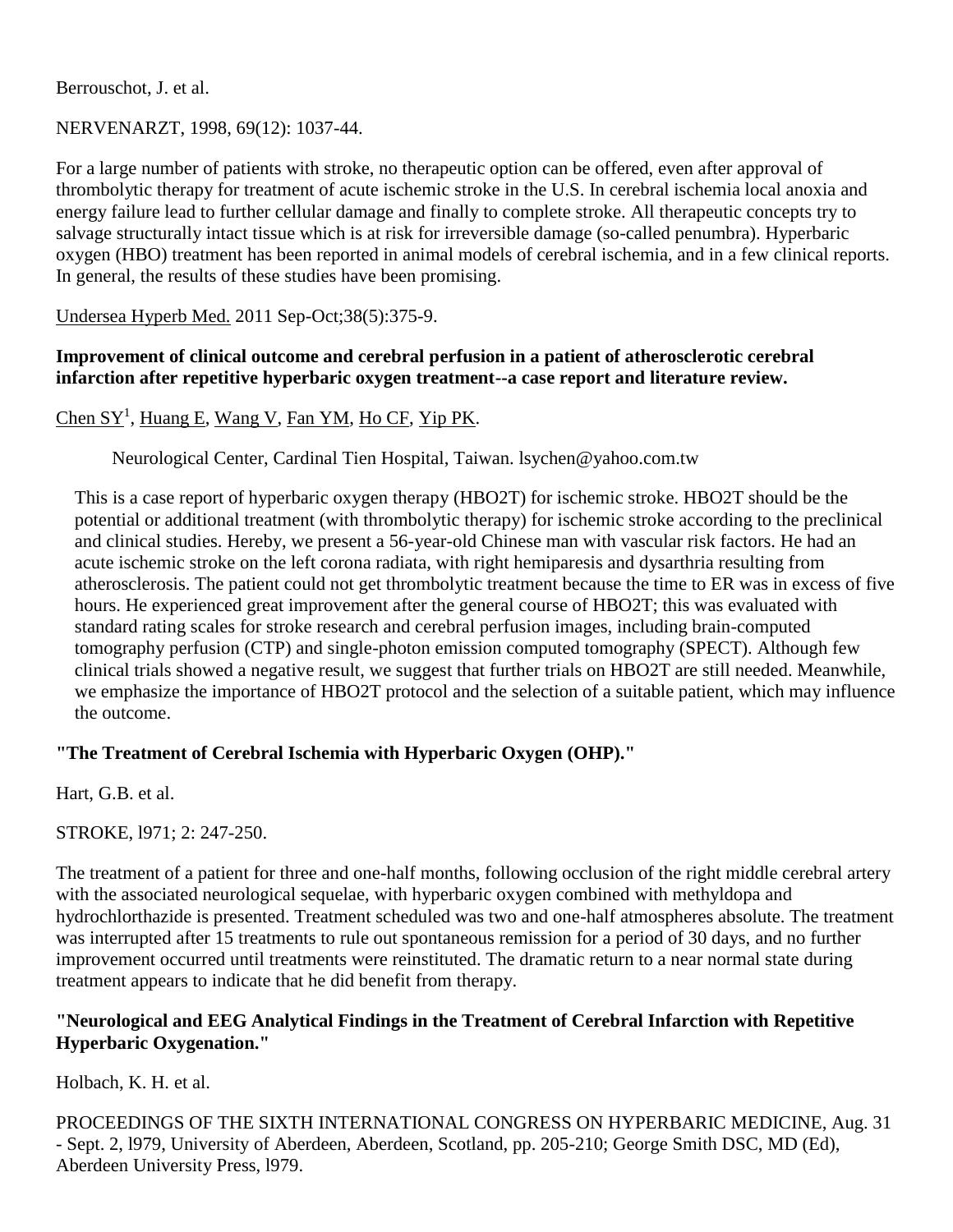Berrouschot, J. et al.

NERVENARZT, 1998, 69(12): 1037-44.

For a large number of patients with stroke, no therapeutic option can be offered, even after approval of thrombolytic therapy for treatment of acute ischemic stroke in the U.S. In cerebral ischemia local anoxia and energy failure lead to further cellular damage and finally to complete stroke. All therapeutic concepts try to salvage structurally intact tissue which is at risk for irreversible damage (so-called penumbra). Hyperbaric oxygen (HBO) treatment has been reported in animal models of cerebral ischemia, and in a few clinical reports. In general, the results of these studies have been promising.

Undersea Hyperb Med. 2011 Sep-Oct;38(5):375-9.

**Improvement of clinical outcome and cerebral perfusion in a patient of atherosclerotic cerebral infarction after repetitive hyperbaric oxygen treatment--a case report and literature review.**

Chen SY[1], Huang E, Wang V, Fan YM, Ho CF, Yip PK.

Neurological Center, Cardinal Tien Hospital, Taiwan. lsychen@yahoo.com.tw

This is a case report of hyperbaric oxygen therapy (HBO2T) for ischemic stroke. HBO2T should be the potential or additional treatment (with thrombolytic therapy) for ischemic stroke according to the preclinical and clinical studies. Hereby, we present a 56-year-old Chinese man with vascular risk factors. He had an acute ischemic stroke on the left corona radiata, with right hemiparesis and dysarthria resulting from atherosclerosis. The patient could not get thrombolytic treatment because the time to ER was in excess of five hours. He experienced great improvement after the general course of HBO2T; this was evaluated with standard rating scales for stroke research and cerebral perfusion images, including brain-computed tomography perfusion (CTP) and single-photon emission computed tomography (SPECT). Although few clinical trials showed a negative result, we suggest that further trials on HBO2T are still needed. Meanwhile, we emphasize the importance of HBO2T protocol and the selection of a suitable patient, which may influence the outcome.

**"The Treatment of Cerebral Ischemia with Hyperbaric Oxygen (OHP)."**

Hart, G.B. et al.

STROKE, l971; 2: 247-250.

The treatment of a patient for three and one-half months, following occlusion of the right middle cerebral artery with the associated neurological sequelae, with hyperbaric oxygen combined with methyldopa and hydrochlorthazide is presented. Treatment scheduled was two and one-half atmospheres absolute. The treatment was interrupted after 15 treatments to rule out spontaneous remission for a period of 30 days, and no further improvement occurred until treatments were reinstituted. The dramatic return to a near normal state during treatment appears to indicate that he did benefit from therapy.

**"Neurological and EEG Analytical Findings in the Treatment of Cerebral Infarction with Repetitive Hyperbaric Oxygenation."**

Holbach, K. H. et al.

PROCEEDINGS OF THE SIXTH INTERNATIONAL CONGRESS ON HYPERBARIC MEDICINE, Aug. 31 - Sept. 2, l979, University of Aberdeen, Aberdeen, Scotland, pp. 205-210; George Smith DSC, MD (Ed), Aberdeen University Press, l979.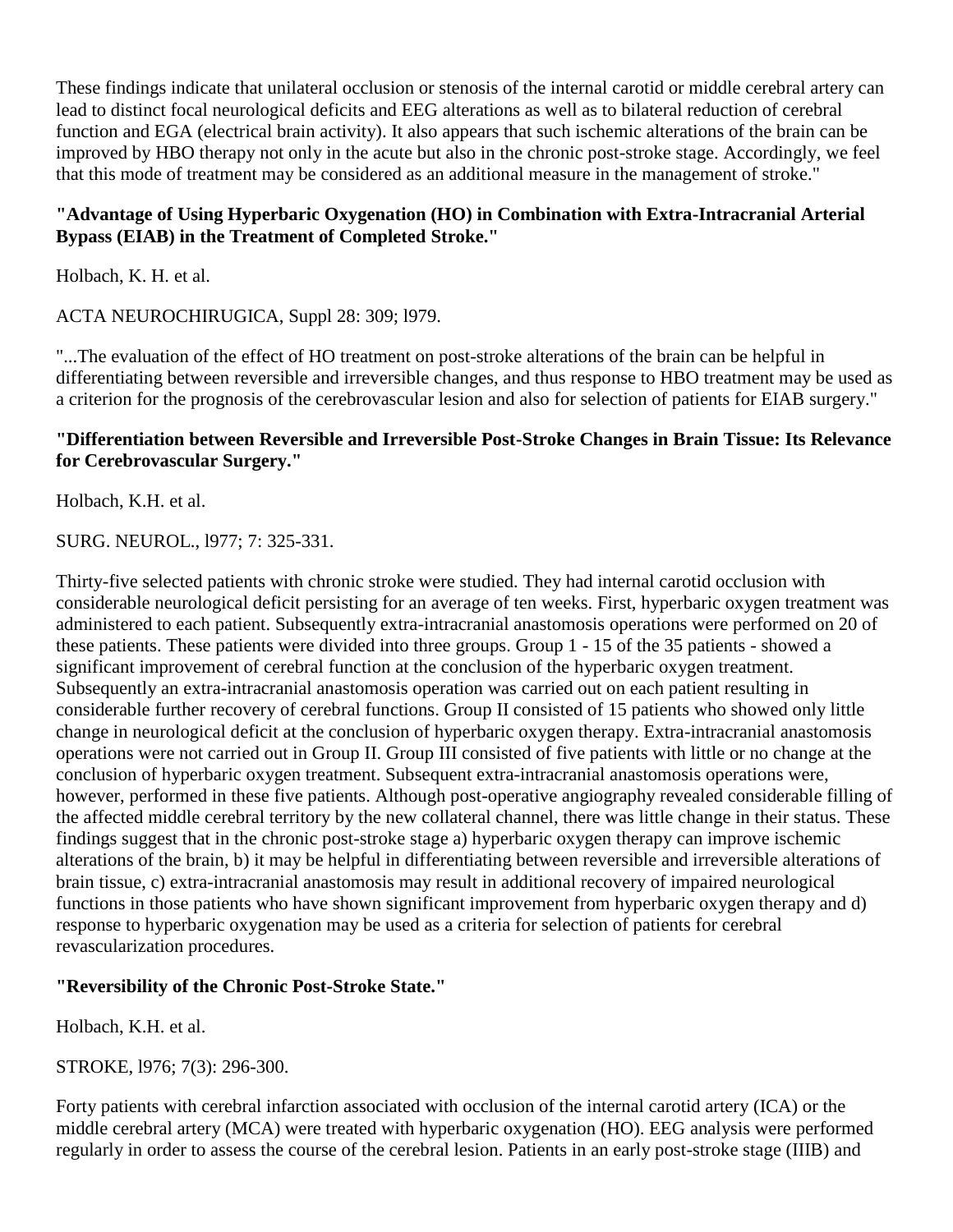These findings indicate that unilateral occlusion or stenosis of the internal carotid or middle cerebral artery can lead to distinct focal neurological deficits and EEG alterations as well as to bilateral reduction of cerebral function and EGA (electrical brain activity). It also appears that such ischemic alterations of the brain can be improved by HBO therapy not only in the acute but also in the chronic post-stroke stage. Accordingly, we feel that this mode of treatment may be considered as an additional measure in the management of stroke."

**"Advantage of Using Hyperbaric Oxygenation (HO) in Combination with Extra-Intracranial Arterial Bypass (EIAB) in the Treatment of Completed Stroke."**

Holbach, K. H. et al.

ACTA NEUROCHIRUGICA, Suppl 28: 309; l979.

"...The evaluation of the effect of HO treatment on post-stroke alterations of the brain can be helpful in differentiating between reversible and irreversible changes, and thus response to HBO treatment may be used as a criterion for the prognosis of the cerebrovascular lesion and also for selection of patients for EIAB surgery."

**"Differentiation between Reversible and Irreversible Post-Stroke Changes in Brain Tissue: Its Relevance for Cerebrovascular Surgery."**

Holbach, K.H. et al.

SURG. NEUROL., l977; 7: 325-331.

Thirty-five selected patients with chronic stroke were studied. They had internal carotid occlusion with considerable neurological deficit persisting for an average of ten weeks. First, hyperbaric oxygen treatment was administered to each patient. Subsequently extra-intracranial anastomosis operations were performed on 20 of these patients. These patients were divided into three groups. Group 1 - 15 of the 35 patients - showed a significant improvement of cerebral function at the conclusion of the hyperbaric oxygen treatment. Subsequently an extra-intracranial anastomosis operation was carried out on each patient resulting in considerable further recovery of cerebral functions. Group II consisted of 15 patients who showed only little change in neurological deficit at the conclusion of hyperbaric oxygen therapy. Extra-intracranial anastomosis operations were not carried out in Group II. Group III consisted of five patients with little or no change at the conclusion of hyperbaric oxygen treatment. Subsequent extra-intracranial anastomosis operations were, however, performed in these five patients. Although post-operative angiography revealed considerable filling of the affected middle cerebral territory by the new collateral channel, there was little change in their status. These findings suggest that in the chronic post-stroke stage a) hyperbaric oxygen therapy can improve ischemic alterations of the brain, b) it may be helpful in differentiating between reversible and irreversible alterations of brain tissue, c) extra-intracranial anastomosis may result in additional recovery of impaired neurological functions in those patients who have shown significant improvement from hyperbaric oxygen therapy and d) response to hyperbaric oxygenation may be used as a criteria for selection of patients for cerebral revascularization procedures.

**"Reversibility of the Chronic Post-Stroke State."**

Holbach, K.H. et al.

STROKE, l976; 7(3): 296-300.

Forty patients with cerebral infarction associated with occlusion of the internal carotid artery (ICA) or the middle cerebral artery (MCA) were treated with hyperbaric oxygenation (HO). EEG analysis were performed regularly in order to assess the course of the cerebral lesion. Patients in an early post-stroke stage (IIIB) and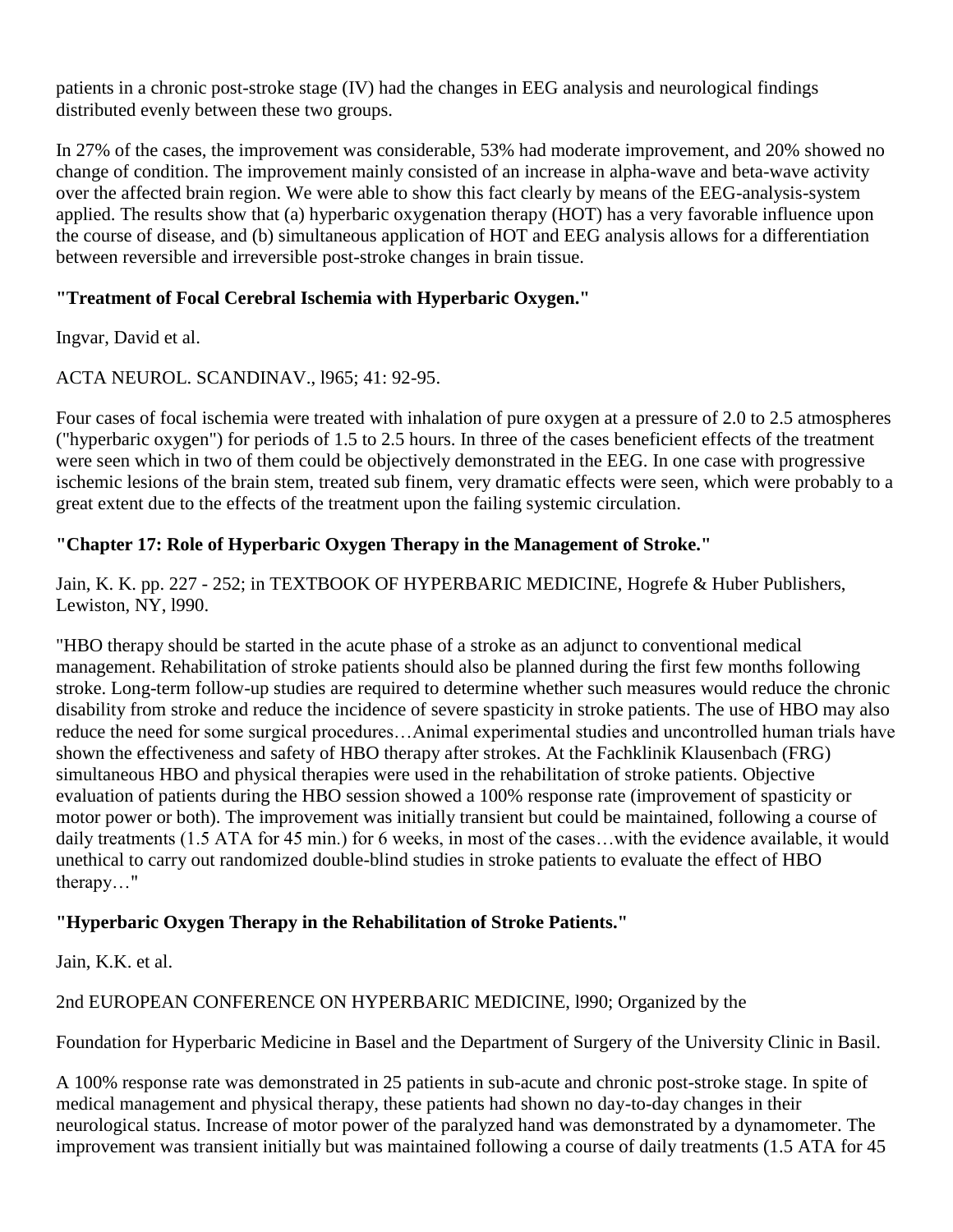patients in a chronic post-stroke stage (IV) had the changes in EEG analysis and neurological findings distributed evenly between these two groups.

In 27% of the cases, the improvement was considerable, 53% had moderate improvement, and 20% showed no change of condition. The improvement mainly consisted of an increase in alpha-wave and beta-wave activity over the affected brain region. We were able to show this fact clearly by means of the EEG-analysis-system applied. The results show that (a) hyperbaric oxygenation therapy (HOT) has a very favorable influence upon the course of disease, and (b) simultaneous application of HOT and EEG analysis allows for a differentiation between reversible and irreversible post-stroke changes in brain tissue.

**"Treatment of Focal Cerebral Ischemia with Hyperbaric Oxygen."**

Ingvar, David et al.

ACTA NEUROL. SCANDINAV., l965; 41: 92-95.

Four cases of focal ischemia were treated with inhalation of pure oxygen at a pressure of 2.0 to 2.5 atmospheres ("hyperbaric oxygen") for periods of 1.5 to 2.5 hours. In three of the cases beneficient effects of the treatment were seen which in two of them could be objectively demonstrated in the EEG. In one case with progressive ischemic lesions of the brain stem, treated sub finem, very dramatic effects were seen, which were probably to a great extent due to the effects of the treatment upon the failing systemic circulation.

**"Chapter 17: Role of Hyperbaric Oxygen Therapy in the Management of Stroke."**

Jain, K. K. pp. 227 - 252; in TEXTBOOK OF HYPERBARIC MEDICINE, Hogrefe & Huber Publishers, Lewiston, NY, l990.

"HBO therapy should be started in the acute phase of a stroke as an adjunct to conventional medical management. Rehabilitation of stroke patients should also be planned during the first few months following stroke. Long-term follow-up studies are required to determine whether such measures would reduce the chronic disability from stroke and reduce the incidence of severe spasticity in stroke patients. The use of HBO may also reduce the need for some surgical procedures…Animal experimental studies and uncontrolled human trials have shown the effectiveness and safety of HBO therapy after strokes. At the Fachklinik Klausenbach (FRG) simultaneous HBO and physical therapies were used in the rehabilitation of stroke patients. Objective evaluation of patients during the HBO session showed a 100% response rate (improvement of spasticity or motor power or both). The improvement was initially transient but could be maintained, following a course of daily treatments (1.5 ATA for 45 min.) for 6 weeks, in most of the cases…with the evidence available, it would unethical to carry out randomized double-blind studies in stroke patients to evaluate the effect of HBO therapy…"

**"Hyperbaric Oxygen Therapy in the Rehabilitation of Stroke Patients."**

Jain, K.K. et al.

2nd EUROPEAN CONFERENCE ON HYPERBARIC MEDICINE, l990; Organized by the

Foundation for Hyperbaric Medicine in Basel and the Department of Surgery of the University Clinic in Basil.

A 100% response rate was demonstrated in 25 patients in sub-acute and chronic post-stroke stage. In spite of medical management and physical therapy, these patients had shown no day-to-day changes in their neurological status. Increase of motor power of the paralyzed hand was demonstrated by a dynamometer. The improvement was transient initially but was maintained following a course of daily treatments (1.5 ATA for 45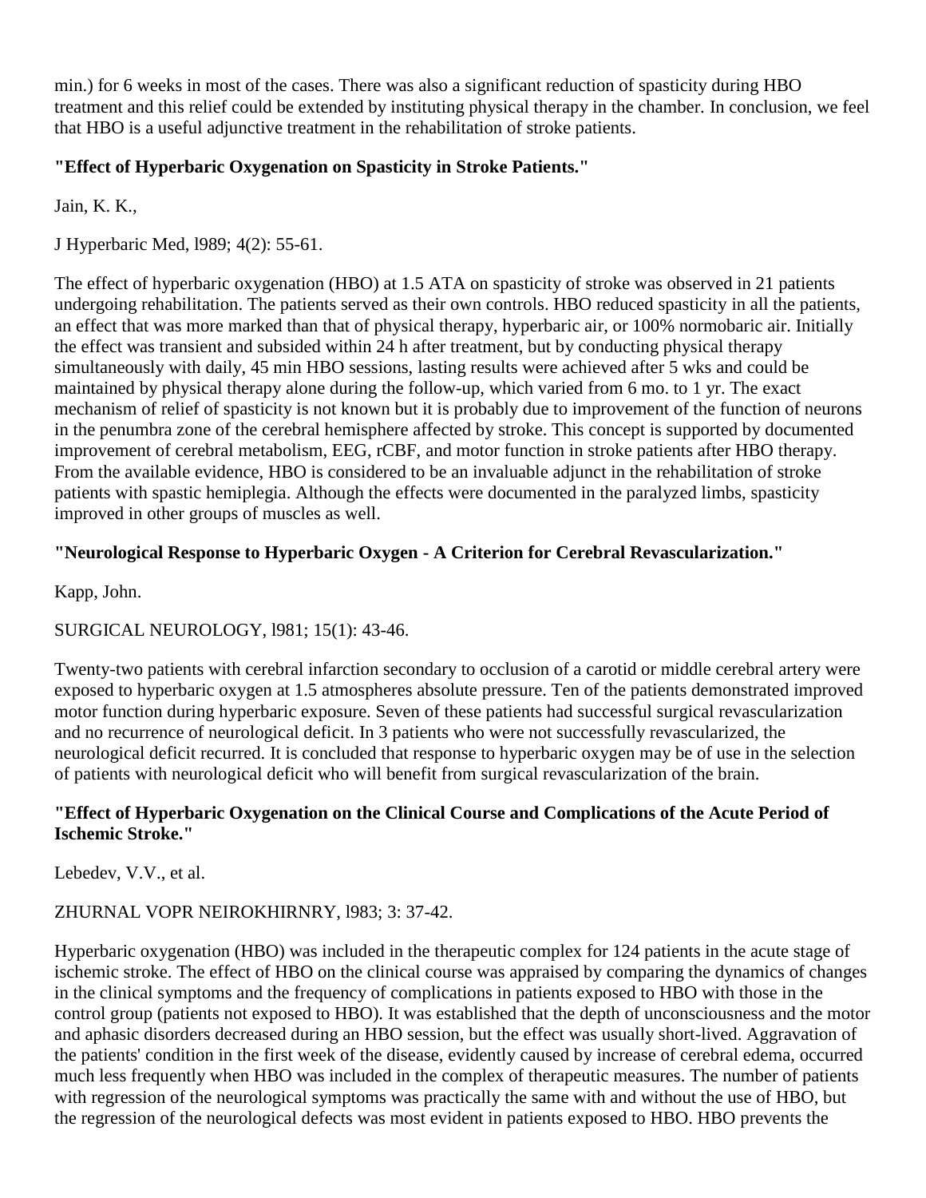min.) for 6 weeks in most of the cases. There was also a significant reduction of spasticity during HBO treatment and this relief could be extended by instituting physical therapy in the chamber. In conclusion, we feel that HBO is a useful adjunctive treatment in the rehabilitation of stroke patients.

**"Effect of Hyperbaric Oxygenation on Spasticity in Stroke Patients."**

Jain, K. K.,

J Hyperbaric Med, l989; 4(2): 55-61.

The effect of hyperbaric oxygenation (HBO) at 1.5 ATA on spasticity of stroke was observed in 21 patients undergoing rehabilitation. The patients served as their own controls. HBO reduced spasticity in all the patients, an effect that was more marked than that of physical therapy, hyperbaric air, or 100% normobaric air. Initially the effect was transient and subsided within 24 h after treatment, but by conducting physical therapy simultaneously with daily, 45 min HBO sessions, lasting results were achieved after 5 wks and could be maintained by physical therapy alone during the follow-up, which varied from 6 mo. to 1 yr. The exact mechanism of relief of spasticity is not known but it is probably due to improvement of the function of neurons in the penumbra zone of the cerebral hemisphere affected by stroke. This concept is supported by documented improvement of cerebral metabolism, EEG, rCBF, and motor function in stroke patients after HBO therapy. From the available evidence, HBO is considered to be an invaluable adjunct in the rehabilitation of stroke patients with spastic hemiplegia. Although the effects were documented in the paralyzed limbs, spasticity improved in other groups of muscles as well.

**"Neurological Response to Hyperbaric Oxygen - A Criterion for Cerebral Revascularization."**

Kapp, John.

SURGICAL NEUROLOGY, l981; 15(1): 43-46.

Twenty-two patients with cerebral infarction secondary to occlusion of a carotid or middle cerebral artery were exposed to hyperbaric oxygen at 1.5 atmospheres absolute pressure. Ten of the patients demonstrated improved motor function during hyperbaric exposure. Seven of these patients had successful surgical revascularization and no recurrence of neurological deficit. In 3 patients who were not successfully revascularized, the neurological deficit recurred. It is concluded that response to hyperbaric oxygen may be of use in the selection of patients with neurological deficit who will benefit from surgical revascularization of the brain.

**"Effect of Hyperbaric Oxygenation on the Clinical Course and Complications of the Acute Period of Ischemic Stroke."**

Lebedev, V.V., et al.

ZHURNAL VOPR NEIROKHIRNRY, l983; 3: 37-42.

Hyperbaric oxygenation (HBO) was included in the therapeutic complex for 124 patients in the acute stage of ischemic stroke. The effect of HBO on the clinical course was appraised by comparing the dynamics of changes in the clinical symptoms and the frequency of complications in patients exposed to HBO with those in the control group (patients not exposed to HBO). It was established that the depth of unconsciousness and the motor and aphasic disorders decreased during an HBO session, but the effect was usually short-lived. Aggravation of the patients' condition in the first week of the disease, evidently caused by increase of cerebral edema, occurred much less frequently when HBO was included in the complex of therapeutic measures. The number of patients with regression of the neurological symptoms was practically the same with and without the use of HBO, but the regression of the neurological defects was most evident in patients exposed to HBO. HBO prevents the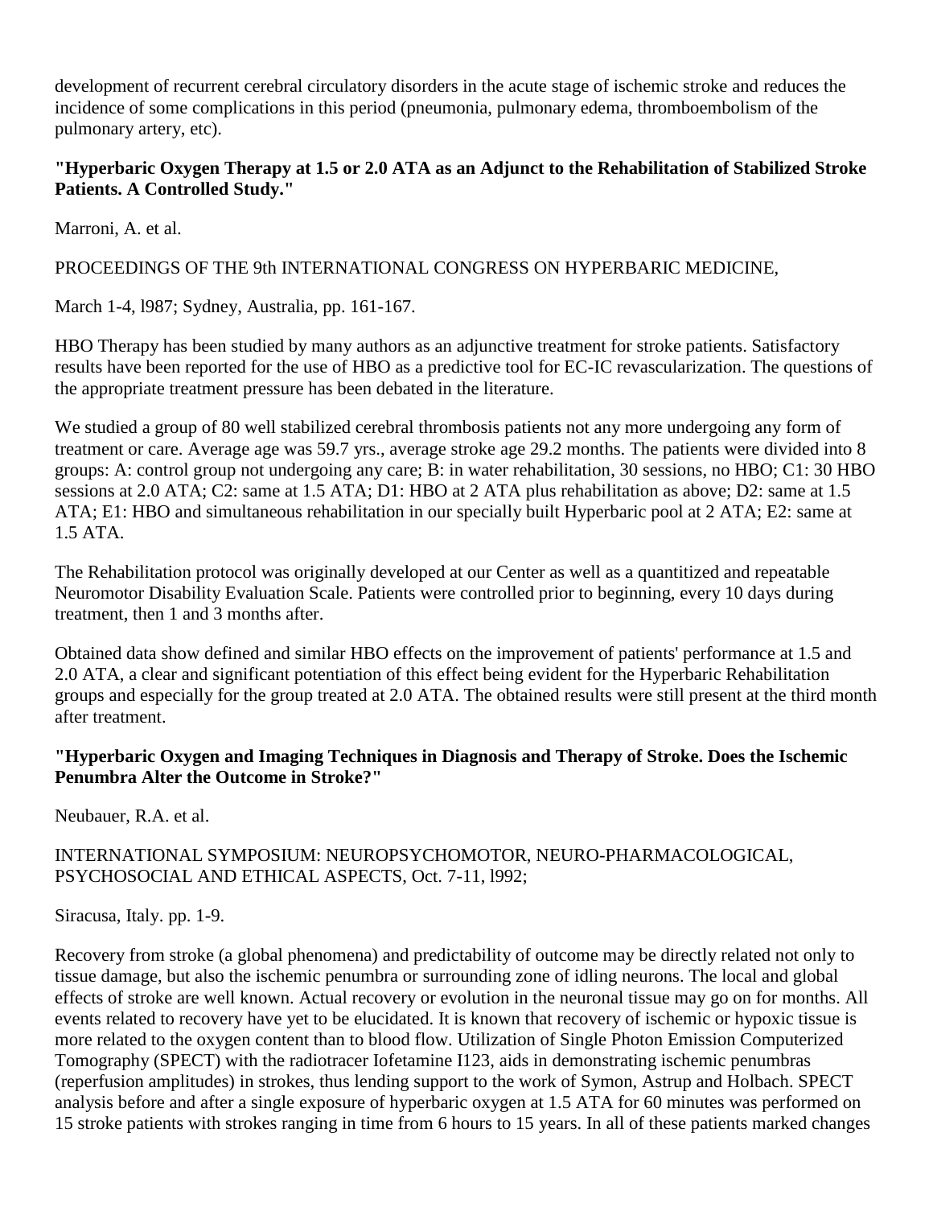development of recurrent cerebral circulatory disorders in the acute stage of ischemic stroke and reduces the incidence of some complications in this period (pneumonia, pulmonary edema, thromboembolism of the pulmonary artery, etc).

**"Hyperbaric Oxygen Therapy at 1.5 or 2.0 ATA as an Adjunct to the Rehabilitation of Stabilized Stroke Patients. A Controlled Study."**

Marroni, A. et al.

PROCEEDINGS OF THE 9th INTERNATIONAL CONGRESS ON HYPERBARIC MEDICINE,

March 1-4, l987; Sydney, Australia, pp. 161-167.

HBO Therapy has been studied by many authors as an adjunctive treatment for stroke patients. Satisfactory results have been reported for the use of HBO as a predictive tool for EC-IC revascularization. The questions of the appropriate treatment pressure has been debated in the literature.

We studied a group of 80 well stabilized cerebral thrombosis patients not any more undergoing any form of treatment or care. Average age was 59.7 yrs., average stroke age 29.2 months. The patients were divided into 8 groups: A: control group not undergoing any care; B: in water rehabilitation, 30 sessions, no HBO; C1: 30 HBO sessions at 2.0 ATA; C2: same at 1.5 ATA; D1: HBO at 2 ATA plus rehabilitation as above; D2: same at 1.5 ATA; E1: HBO and simultaneous rehabilitation in our specially built Hyperbaric pool at 2 ATA; E2: same at 1.5 ATA.

The Rehabilitation protocol was originally developed at our Center as well as a quantitized and repeatable Neuromotor Disability Evaluation Scale. Patients were controlled prior to beginning, every 10 days during treatment, then 1 and 3 months after.

Obtained data show defined and similar HBO effects on the improvement of patients' performance at 1.5 and 2.0 ATA, a clear and significant potentiation of this effect being evident for the Hyperbaric Rehabilitation groups and especially for the group treated at 2.0 ATA. The obtained results were still present at the third month after treatment.

**"Hyperbaric Oxygen and Imaging Techniques in Diagnosis and Therapy of Stroke. Does the Ischemic Penumbra Alter the Outcome in Stroke?"**

Neubauer, R.A. et al.

INTERNATIONAL SYMPOSIUM: NEUROPSYCHOMOTOR, NEURO-PHARMACOLOGICAL, PSYCHOSOCIAL AND ETHICAL ASPECTS, Oct. 7-11, l992;

Siracusa, Italy. pp. 1-9.

Recovery from stroke (a global phenomena) and predictability of outcome may be directly related not only to tissue damage, but also the ischemic penumbra or surrounding zone of idling neurons. The local and global effects of stroke are well known. Actual recovery or evolution in the neuronal tissue may go on for months. All events related to recovery have yet to be elucidated. It is known that recovery of ischemic or hypoxic tissue is more related to the oxygen content than to blood flow. Utilization of Single Photon Emission Computerized Tomography (SPECT) with the radiotracer Iofetamine I123, aids in demonstrating ischemic penumbras (reperfusion amplitudes) in strokes, thus lending support to the work of Symon, Astrup and Holbach. SPECT analysis before and after a single exposure of hyperbaric oxygen at 1.5 ATA for 60 minutes was performed on 15 stroke patients with strokes ranging in time from 6 hours to 15 years. In all of these patients marked changes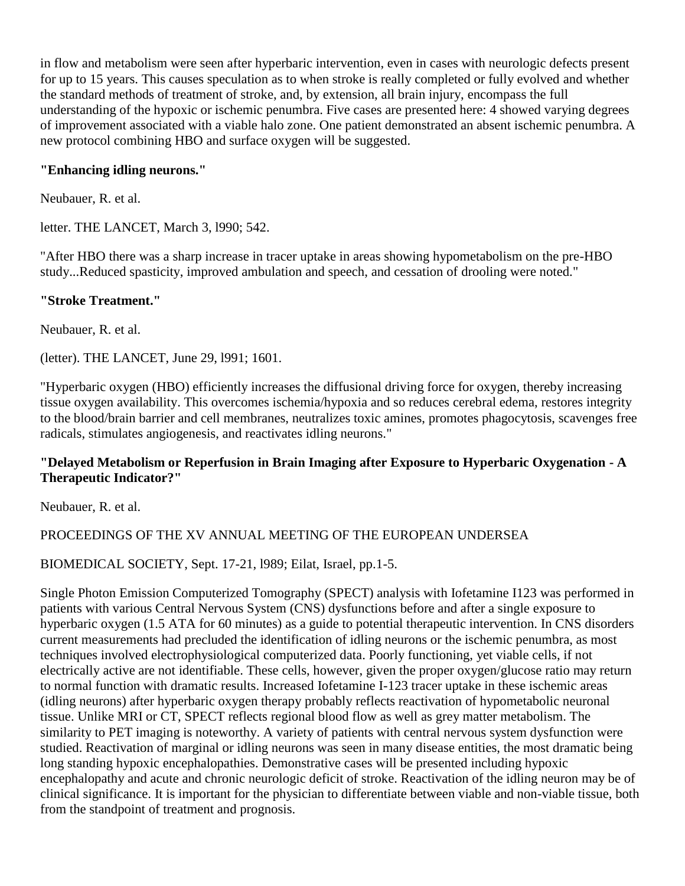in flow and metabolism were seen after hyperbaric intervention, even in cases with neurologic defects present for up to 15 years. This causes speculation as to when stroke is really completed or fully evolved and whether the standard methods of treatment of stroke, and, by extension, all brain injury, encompass the full understanding of the hypoxic or ischemic penumbra. Five cases are presented here: 4 showed varying degrees of improvement associated with a viable halo zone. One patient demonstrated an absent ischemic penumbra. A new protocol combining HBO and surface oxygen will be suggested.

**"Enhancing idling neurons."**

Neubauer, R. et al.

letter. THE LANCET, March 3, l990; 542.

"After HBO there was a sharp increase in tracer uptake in areas showing hypometabolism on the pre-HBO study...Reduced spasticity, improved ambulation and speech, and cessation of drooling were noted."

**"Stroke Treatment."**

Neubauer, R. et al.

(letter). THE LANCET, June 29, l991; 1601.

"Hyperbaric oxygen (HBO) efficiently increases the diffusional driving force for oxygen, thereby increasing tissue oxygen availability. This overcomes ischemia/hypoxia and so reduces cerebral edema, restores integrity to the blood/brain barrier and cell membranes, neutralizes toxic amines, promotes phagocytosis, scavenges free radicals, stimulates angiogenesis, and reactivates idling neurons."

**"Delayed Metabolism or Reperfusion in Brain Imaging after Exposure to Hyperbaric Oxygenation - A Therapeutic Indicator?"**

Neubauer, R. et al.

PROCEEDINGS OF THE XV ANNUAL MEETING OF THE EUROPEAN UNDERSEA

BIOMEDICAL SOCIETY, Sept. 17-21, l989; Eilat, Israel, pp.1-5.

Single Photon Emission Computerized Tomography (SPECT) analysis with Iofetamine I123 was performed in patients with various Central Nervous System (CNS) dysfunctions before and after a single exposure to hyperbaric oxygen (1.5 ATA for 60 minutes) as a guide to potential therapeutic intervention. In CNS disorders current measurements had precluded the identification of idling neurons or the ischemic penumbra, as most techniques involved electrophysiological computerized data. Poorly functioning, yet viable cells, if not electrically active are not identifiable. These cells, however, given the proper oxygen/glucose ratio may return to normal function with dramatic results. Increased Iofetamine I-123 tracer uptake in these ischemic areas (idling neurons) after hyperbaric oxygen therapy probably reflects reactivation of hypometabolic neuronal tissue. Unlike MRI or CT, SPECT reflects regional blood flow as well as grey matter metabolism. The similarity to PET imaging is noteworthy. A variety of patients with central nervous system dysfunction were studied. Reactivation of marginal or idling neurons was seen in many disease entities, the most dramatic being long standing hypoxic encephalopathies. Demonstrative cases will be presented including hypoxic encephalopathy and acute and chronic neurologic deficit of stroke. Reactivation of the idling neuron may be of clinical significance. It is important for the physician to differentiate between viable and non-viable tissue, both from the standpoint of treatment and prognosis.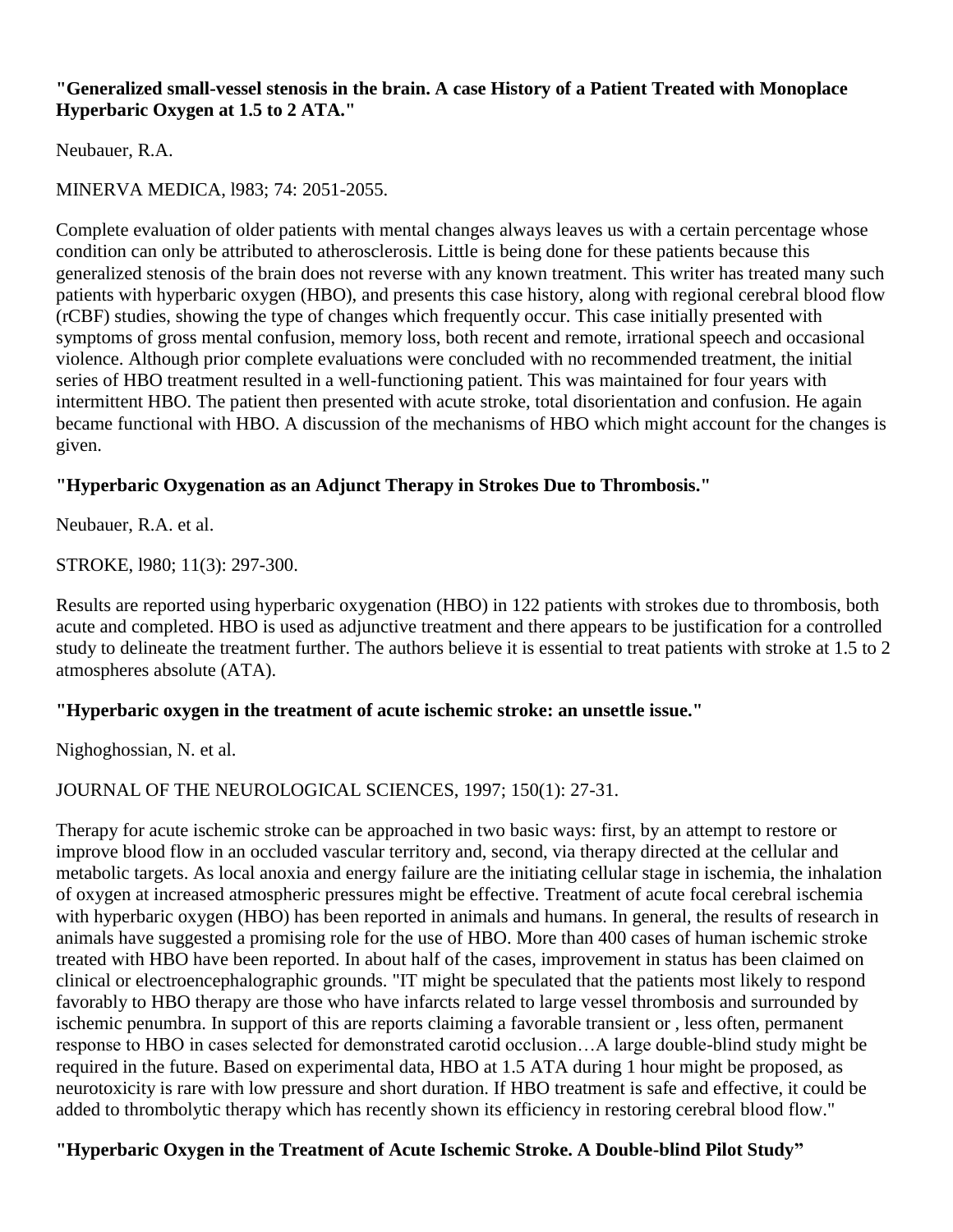**"Generalized small-vessel stenosis in the brain. A case History of a Patient Treated with Monoplace Hyperbaric Oxygen at 1.5 to 2 ATA."**

Neubauer, R.A.

MINERVA MEDICA, l983; 74: 2051-2055.

Complete evaluation of older patients with mental changes always leaves us with a certain percentage whose condition can only be attributed to atherosclerosis. Little is being done for these patients because this generalized stenosis of the brain does not reverse with any known treatment. This writer has treated many such patients with hyperbaric oxygen (HBO), and presents this case history, along with regional cerebral blood flow (rCBF) studies, showing the type of changes which frequently occur. This case initially presented with symptoms of gross mental confusion, memory loss, both recent and remote, irrational speech and occasional violence. Although prior complete evaluations were concluded with no recommended treatment, the initial series of HBO treatment resulted in a well-functioning patient. This was maintained for four years with intermittent HBO. The patient then presented with acute stroke, total disorientation and confusion. He again became functional with HBO. A discussion of the mechanisms of HBO which might account for the changes is given.

**"Hyperbaric Oxygenation as an Adjunct Therapy in Strokes Due to Thrombosis."**

Neubauer, R.A. et al.

STROKE, l980; 11(3): 297-300.

Results are reported using hyperbaric oxygenation (HBO) in 122 patients with strokes due to thrombosis, both acute and completed. HBO is used as adjunctive treatment and there appears to be justification for a controlled study to delineate the treatment further. The authors believe it is essential to treat patients with stroke at 1.5 to 2 atmospheres absolute (ATA).

**"Hyperbaric oxygen in the treatment of acute ischemic stroke: an unsettle issue."**

Nighoghossian, N. et al.

JOURNAL OF THE NEUROLOGICAL SCIENCES, 1997; 150(1): 27-31.

Therapy for acute ischemic stroke can be approached in two basic ways: first, by an attempt to restore or improve blood flow in an occluded vascular territory and, second, via therapy directed at the cellular and metabolic targets. As local anoxia and energy failure are the initiating cellular stage in ischemia, the inhalation of oxygen at increased atmospheric pressures might be effective. Treatment of acute focal cerebral ischemia with hyperbaric oxygen (HBO) has been reported in animals and humans. In general, the results of research in animals have suggested a promising role for the use of HBO. More than 400 cases of human ischemic stroke treated with HBO have been reported. In about half of the cases, improvement in status has been claimed on clinical or electroencephalographic grounds. "IT might be speculated that the patients most likely to respond favorably to HBO therapy are those who have infarcts related to large vessel thrombosis and surrounded by ischemic penumbra. In support of this are reports claiming a favorable transient or , less often, permanent response to HBO in cases selected for demonstrated carotid occlusion…A large double-blind study might be required in the future. Based on experimental data, HBO at 1.5 ATA during 1 hour might be proposed, as neurotoxicity is rare with low pressure and short duration. If HBO treatment is safe and effective, it could be added to thrombolytic therapy which has recently shown its efficiency in restoring cerebral blood flow."

**"Hyperbaric Oxygen in the Treatment of Acute Ischemic Stroke. A Double-blind Pilot Study"**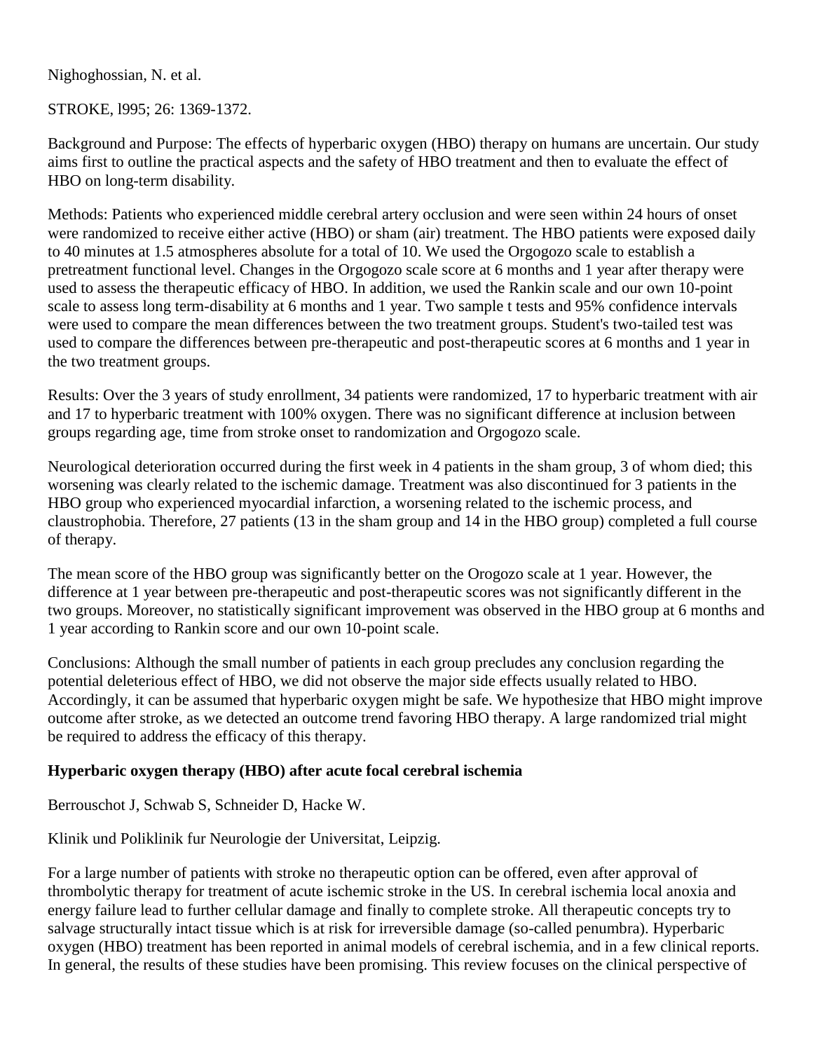Nighoghossian, N. et al.

STROKE, l995; 26: 1369-1372.

Background and Purpose: The effects of hyperbaric oxygen (HBO) therapy on humans are uncertain. Our study aims first to outline the practical aspects and the safety of HBO treatment and then to evaluate the effect of HBO on long-term disability.

Methods: Patients who experienced middle cerebral artery occlusion and were seen within 24 hours of onset were randomized to receive either active (HBO) or sham (air) treatment. The HBO patients were exposed daily to 40 minutes at 1.5 atmospheres absolute for a total of 10. We used the Orgogozo scale to establish a pretreatment functional level. Changes in the Orgogozo scale score at 6 months and 1 year after therapy were used to assess the therapeutic efficacy of HBO. In addition, we used the Rankin scale and our own 10-point scale to assess long term-disability at 6 months and 1 year. Two sample t tests and 95% confidence intervals were used to compare the mean differences between the two treatment groups. Student's two-tailed test was used to compare the differences between pre-therapeutic and post-therapeutic scores at 6 months and 1 year in the two treatment groups.

Results: Over the 3 years of study enrollment, 34 patients were randomized, 17 to hyperbaric treatment with air and 17 to hyperbaric treatment with 100% oxygen. There was no significant difference at inclusion between groups regarding age, time from stroke onset to randomization and Orgogozo scale.

Neurological deterioration occurred during the first week in 4 patients in the sham group, 3 of whom died; this worsening was clearly related to the ischemic damage. Treatment was also discontinued for 3 patients in the HBO group who experienced myocardial infarction, a worsening related to the ischemic process, and claustrophobia. Therefore, 27 patients (13 in the sham group and 14 in the HBO group) completed a full course of therapy.

The mean score of the HBO group was significantly better on the Orogozo scale at 1 year. However, the difference at 1 year between pre-therapeutic and post-therapeutic scores was not significantly different in the two groups. Moreover, no statistically significant improvement was observed in the HBO group at 6 months and 1 year according to Rankin score and our own 10-point scale.

Conclusions: Although the small number of patients in each group precludes any conclusion regarding the potential deleterious effect of HBO, we did not observe the major side effects usually related to HBO. Accordingly, it can be assumed that hyperbaric oxygen might be safe. We hypothesize that HBO might improve outcome after stroke, as we detected an outcome trend favoring HBO therapy. A large randomized trial might be required to address the efficacy of this therapy.

**Hyperbaric oxygen therapy (HBO) after acute focal cerebral ischemia**

Berrouschot J, Schwab S, Schneider D, Hacke W.

Klinik und Poliklinik fur Neurologie der Universitat, Leipzig.

For a large number of patients with stroke no therapeutic option can be offered, even after approval of thrombolytic therapy for treatment of acute ischemic stroke in the US. In cerebral ischemia local anoxia and energy failure lead to further cellular damage and finally to complete stroke. All therapeutic concepts try to salvage structurally intact tissue which is at risk for irreversible damage (so-called penumbra). Hyperbaric oxygen (HBO) treatment has been reported in animal models of cerebral ischemia, and in a few clinical reports. In general, the results of these studies have been promising. This review focuses on the clinical perspective of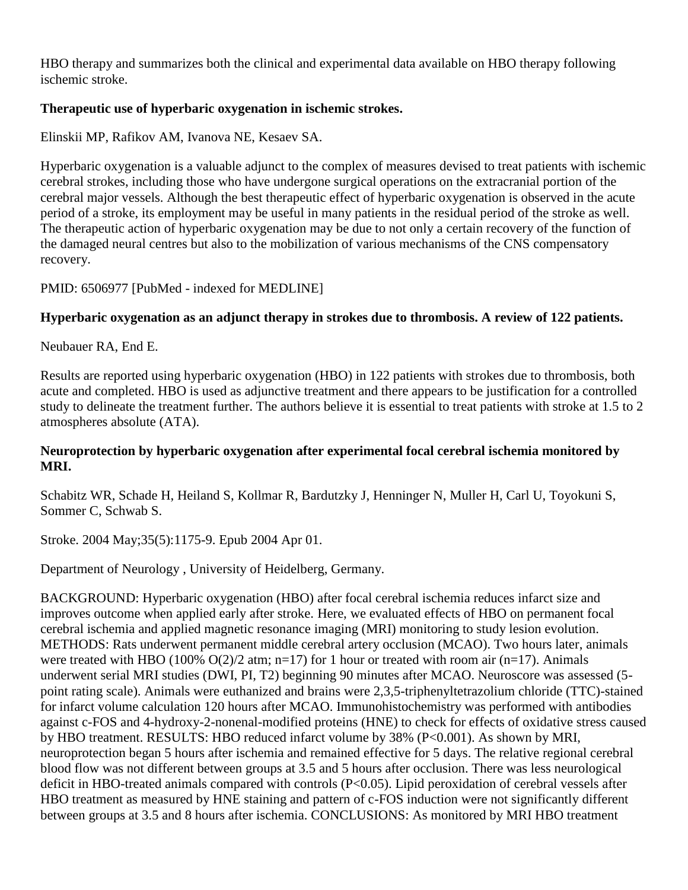HBO therapy and summarizes both the clinical and experimental data available on HBO therapy following ischemic stroke.

**Therapeutic use of hyperbaric oxygenation in ischemic strokes.**

Elinskii MP, Rafikov AM, Ivanova NE, Kesaev SA.

Hyperbaric oxygenation is a valuable adjunct to the complex of measures devised to treat patients with ischemic cerebral strokes, including those who have undergone surgical operations on the extracranial portion of the cerebral major vessels. Although the best therapeutic effect of hyperbaric oxygenation is observed in the acute period of a stroke, its employment may be useful in many patients in the residual period of the stroke as well. The therapeutic action of hyperbaric oxygenation may be due to not only a certain recovery of the function of the damaged neural centres but also to the mobilization of various mechanisms of the CNS compensatory recovery.

PMID: 6506977 [PubMed - indexed for MEDLINE]

**Hyperbaric oxygenation as an adjunct therapy in strokes due to thrombosis. A review of 122 patients.**

Neubauer RA, End E.

Results are reported using hyperbaric oxygenation (HBO) in 122 patients with strokes due to thrombosis, both acute and completed. HBO is used as adjunctive treatment and there appears to be justification for a controlled study to delineate the treatment further. The authors believe it is essential to treat patients with stroke at 1.5 to 2 atmospheres absolute (ATA).

**Neuroprotection by hyperbaric oxygenation after experimental focal cerebral ischemia monitored by MRI.**

Schabitz WR, Schade H, Heiland S, Kollmar R, Bardutzky J, Henninger N, Muller H, Carl U, Toyokuni S, Sommer C, Schwab S.

Stroke. 2004 May;35(5):1175-9. Epub 2004 Apr 01.

Department of Neurology , University of Heidelberg, Germany.

BACKGROUND: Hyperbaric oxygenation (HBO) after focal cerebral ischemia reduces infarct size and improves outcome when applied early after stroke. Here, we evaluated effects of HBO on permanent focal cerebral ischemia and applied magnetic resonance imaging (MRI) monitoring to study lesion evolution. METHODS: Rats underwent permanent middle cerebral artery occlusion (MCAO). Two hours later, animals were treated with HBO (100% $O_2$/2 atm; n=17) for 1 hour or treated with room air (n=17). Animals underwent serial MRI studies (DWI, PI, T2) beginning 90 minutes after MCAO. Neuroscore was assessed (5-point rating scale). Animals were euthanized and brains were 2,3,5-triphenyltetrazolium chloride (TTC)-stained for infarct volume calculation 120 hours after MCAO. Immunohistochemistry was performed with antibodies against c-FOS and 4-hydroxy-2-nonenal-modified proteins (HNE) to check for effects of oxidative stress caused by HBO treatment. RESULTS: HBO reduced infarct volume by 38% ($P<0.001$). As shown by MRI, neuroprotection began 5 hours after ischemia and remained effective for 5 days. The relative regional cerebral blood flow was not different between groups at 3.5 and 5 hours after occlusion. There was less neurological deficit in HBO-treated animals compared with controls ($P<0.05$). Lipid peroxidation of cerebral vessels after HBO treatment as measured by HNE staining and pattern of c-FOS induction were not significantly different between groups at 3.5 and 8 hours after ischemia. CONCLUSIONS: As monitored by MRI HBO treatment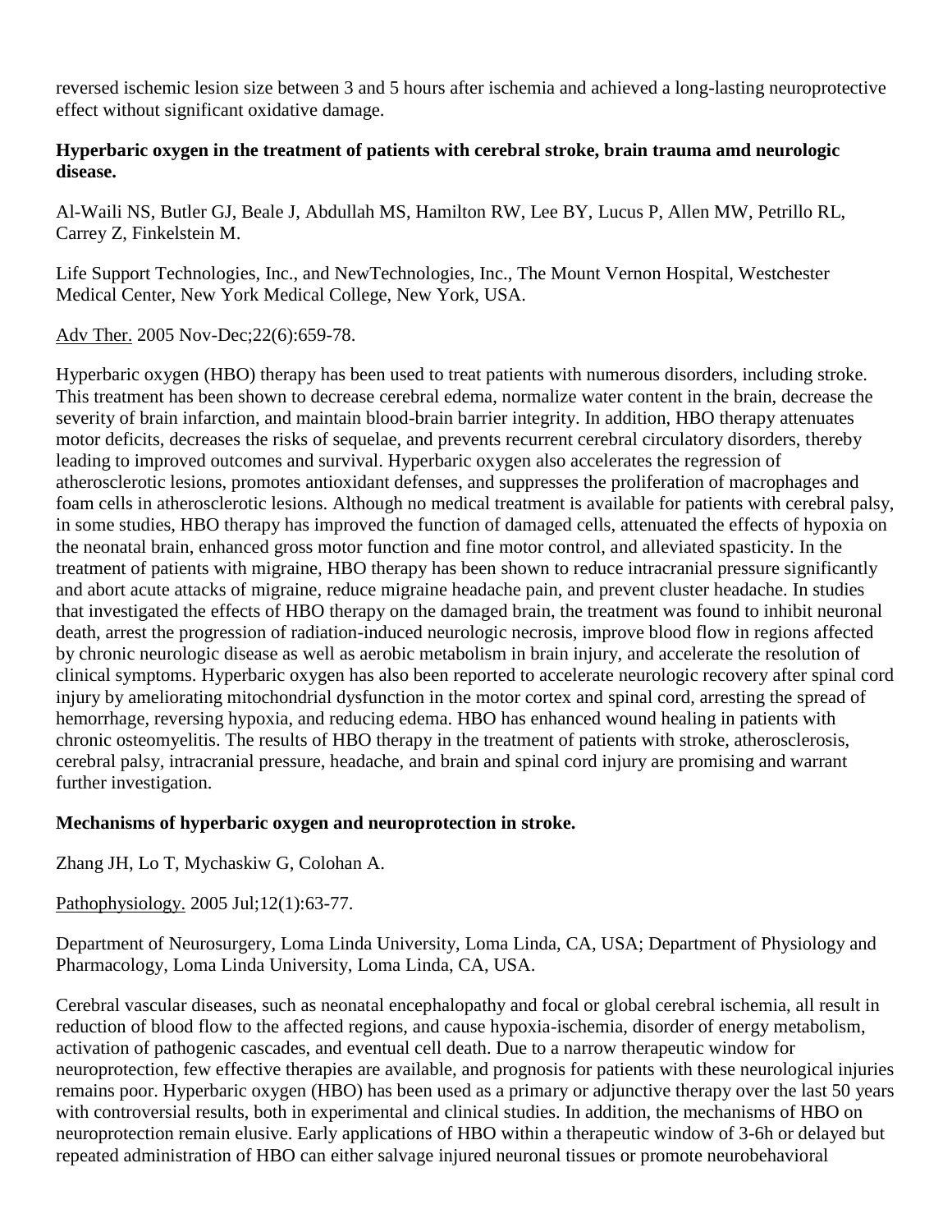reversed ischemic lesion size between 3 and 5 hours after ischemia and achieved a long-lasting neuroprotective effect without significant oxidative damage.

**Hyperbaric oxygen in the treatment of patients with cerebral stroke, brain trauma amd neurologic disease.**

Al-Waili NS, Butler GJ, Beale J, Abdullah MS, Hamilton RW, Lee BY, Lucus P, Allen MW, Petrillo RL, Carrey Z, Finkelstein M.

Life Support Technologies, Inc., and NewTechnologies, Inc., The Mount Vernon Hospital, Westchester Medical Center, New York Medical College, New York, USA.

Adv Ther. 2005 Nov-Dec;22(6):659-78.

Hyperbaric oxygen (HBO) therapy has been used to treat patients with numerous disorders, including stroke. This treatment has been shown to decrease cerebral edema, normalize water content in the brain, decrease the severity of brain infarction, and maintain blood-brain barrier integrity. In addition, HBO therapy attenuates motor deficits, decreases the risks of sequelae, and prevents recurrent cerebral circulatory disorders, thereby leading to improved outcomes and survival. Hyperbaric oxygen also accelerates the regression of atherosclerotic lesions, promotes antioxidant defenses, and suppresses the proliferation of macrophages and foam cells in atherosclerotic lesions. Although no medical treatment is available for patients with cerebral palsy, in some studies, HBO therapy has improved the function of damaged cells, attenuated the effects of hypoxia on the neonatal brain, enhanced gross motor function and fine motor control, and alleviated spasticity. In the treatment of patients with migraine, HBO therapy has been shown to reduce intracranial pressure significantly and abort acute attacks of migraine, reduce migraine headache pain, and prevent cluster headache. In studies that investigated the effects of HBO therapy on the damaged brain, the treatment was found to inhibit neuronal death, arrest the progression of radiation-induced neurologic necrosis, improve blood flow in regions affected by chronic neurologic disease as well as aerobic metabolism in brain injury, and accelerate the resolution of clinical symptoms. Hyperbaric oxygen has also been reported to accelerate neurologic recovery after spinal cord injury by ameliorating mitochondrial dysfunction in the motor cortex and spinal cord, arresting the spread of hemorrhage, reversing hypoxia, and reducing edema. HBO has enhanced wound healing in patients with chronic osteomyelitis. The results of HBO therapy in the treatment of patients with stroke, atherosclerosis, cerebral palsy, intracranial pressure, headache, and brain and spinal cord injury are promising and warrant further investigation.

**Mechanisms of hyperbaric oxygen and neuroprotection in stroke.**

Zhang JH, Lo T, Mychaskiw G, Colohan A.

Pathophysiology. 2005 Jul;12(1):63-77.

Department of Neurosurgery, Loma Linda University, Loma Linda, CA, USA; Department of Physiology and Pharmacology, Loma Linda University, Loma Linda, CA, USA.

Cerebral vascular diseases, such as neonatal encephalopathy and focal or global cerebral ischemia, all result in reduction of blood flow to the affected regions, and cause hypoxia-ischemia, disorder of energy metabolism, activation of pathogenic cascades, and eventual cell death. Due to a narrow therapeutic window for neuroprotection, few effective therapies are available, and prognosis for patients with these neurological injuries remains poor. Hyperbaric oxygen (HBO) has been used as a primary or adjunctive therapy over the last 50 years with controversial results, both in experimental and clinical studies. In addition, the mechanisms of HBO on neuroprotection remain elusive. Early applications of HBO within a therapeutic window of 3-6h or delayed but repeated administration of HBO can either salvage injured neuronal tissues or promote neurobehavioral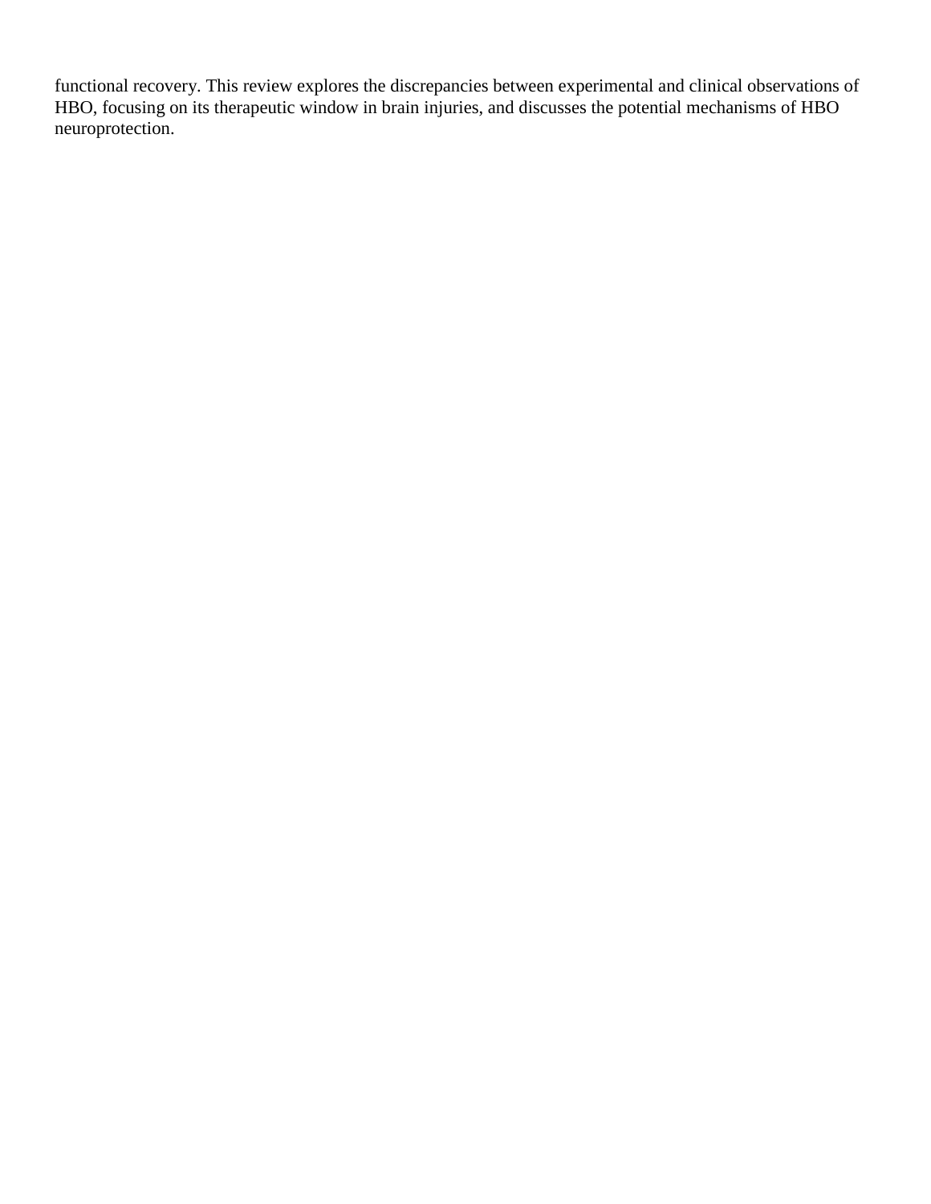functional recovery. This review explores the discrepancies between experimental and clinical observations of HBO, focusing on its therapeutic window in brain injuries, and discusses the potential mechanisms of HBO neuroprotection.